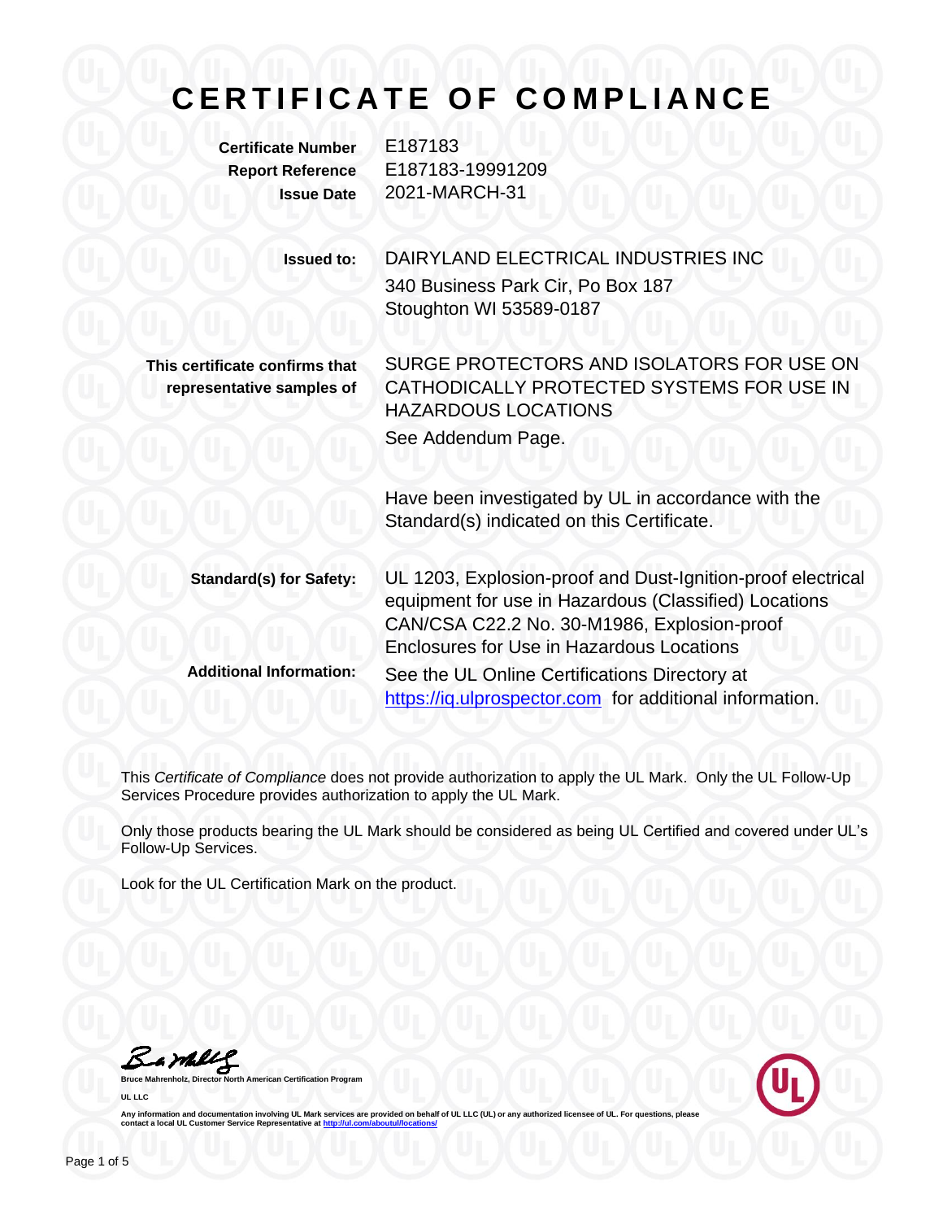# CERTIFICATE OF COMPLIANCE

**Certificate Number** E187183
**Report Reference** E187183-19991209
**Issue Date** 2021-MARCH-31

**Issued to:** DAIRYLAND ELECTRICAL INDUSTRIES INC
340 Business Park Cir, Po Box 187
Stoughton WI 53589-0187

**This certificate confirms that representative samples of** SURGE PROTECTORS AND ISOLATORS FOR USE ON CATHODICALLY PROTECTED SYSTEMS FOR USE IN HAZARDOUS LOCATIONS

See Addendum Page.

Have been investigated by UL in accordance with the Standard(s) indicated on this Certificate.

**Standard(s) for Safety:** UL 1203, Explosion-proof and Dust-Ignition-proof electrical equipment for use in Hazardous (Classified) Locations
CAN/CSA C22.2 No. 30-M1986, Explosion-proof Enclosures for Use in Hazardous Locations

**Additional Information:** See the UL Online Certifications Directory at https://iq.ulprospector.com for additional information.

This *Certificate of Compliance* does not provide authorization to apply the UL Mark. Only the UL Follow-Up Services Procedure provides authorization to apply the UL Mark.

Only those products bearing the UL Mark should be considered as being UL Certified and covered under UL's Follow-Up Services.

Look for the UL Certification Mark on the product.

**Bruce Mahrenholz, Director North American Certification Program**

**UL LLC**

Any information and documentation involving UL Mark services are provided on behalf of UL LLC (UL) or any authorized licensee of UL. For questions, please contact a local UL Customer Service Representative at http://ul.com/aboutul/locations/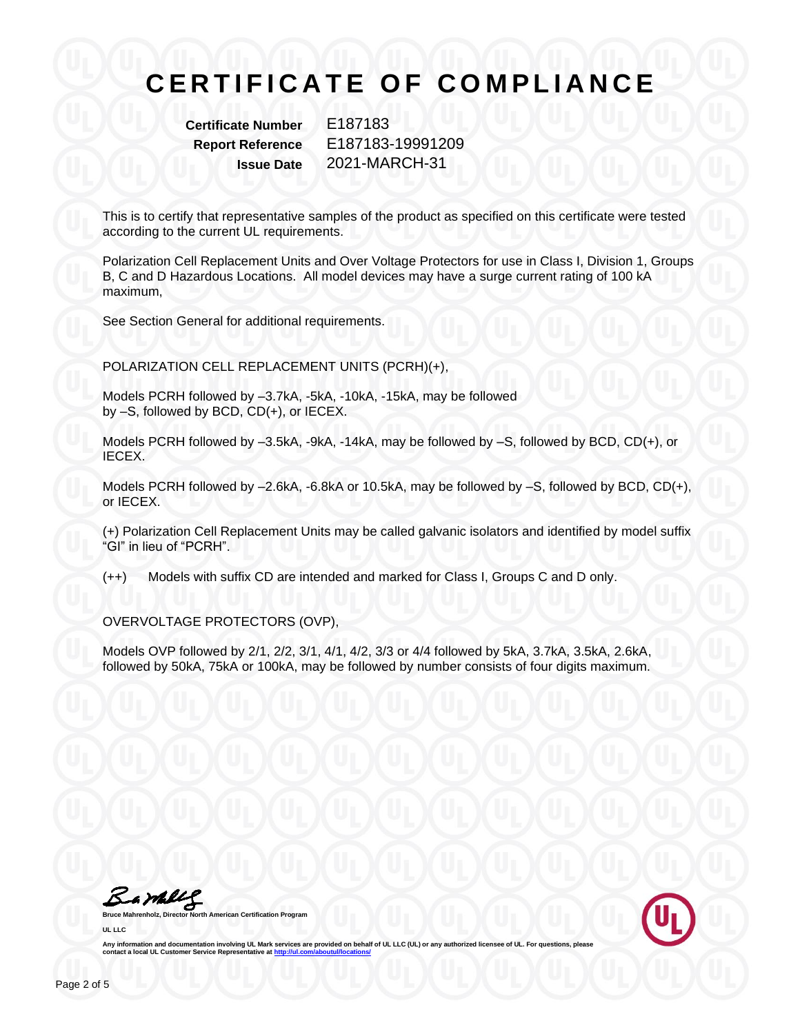# CERTIFICATE OF COMPLIANCE

**Certificate Number** E187183
**Report Reference** E187183-19991209
**Issue Date** 2021-MARCH-31

This is to certify that representative samples of the product as specified on this certificate were tested according to the current UL requirements.

Polarization Cell Replacement Units and Over Voltage Protectors for use in Class I, Division 1, Groups B, C and D Hazardous Locations. All model devices may have a surge current rating of 100 kA maximum,

See Section General for additional requirements.

POLARIZATION CELL REPLACEMENT UNITS (PCRH)(+),

Models PCRH followed by –3.7kA, -5kA, -10kA, -15kA, may be followed by –S, followed by BCD, CD(+), or IECEX.

Models PCRH followed by –3.5kA, -9kA, -14kA, may be followed by –S, followed by BCD, CD(+), or IECEX.

Models PCRH followed by –2.6kA, -6.8kA or 10.5kA, may be followed by –S, followed by BCD, CD(+), or IECEX.

(+) Polarization Cell Replacement Units may be called galvanic isolators and identified by model suffix "GI" in lieu of "PCRH".

(++) Models with suffix CD are intended and marked for Class I, Groups C and D only.

OVERVOLTAGE PROTECTORS (OVP),

Models OVP followed by 2/1, 2/2, 3/1, 4/1, 4/2, 3/3 or 4/4 followed by 5kA, 3.7kA, 3.5kA, 2.6kA, followed by 50kA, 75kA or 100kA, may be followed by number consists of four digits maximum.

Bruce Mahrenholz, Director North American Certification Program

UL LLC

Any information and documentation involving UL Mark services are provided on behalf of UL LLC (UL) or any authorized licensee of UL. For questions, please contact a local UL Customer Service Representative at http://ul.com/aboutul/locations/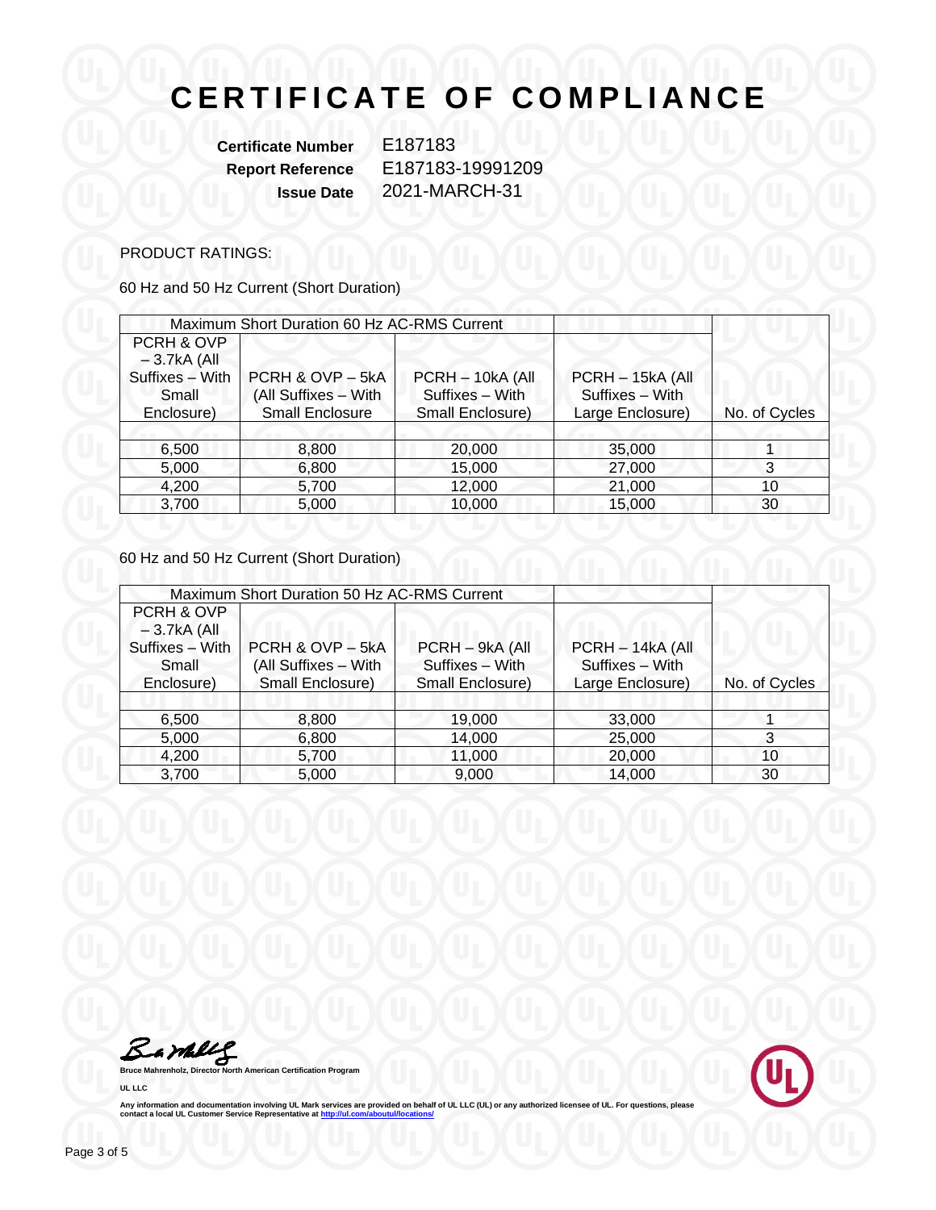# CERTIFICATE OF COMPLIANCE

**Certificate Number** E187183
**Report Reference** E187183-19991209
**Issue Date** 2021-MARCH-31

PRODUCT RATINGS:

60 Hz and 50 Hz Current (Short Duration)

| Maximum Short Duration 60 Hz AC-RMS Current | | | | |
|---|---|---|---|---|
| PCRH & OVP – 3.7kA (All Suffixes – With Small Enclosure) | PCRH & OVP – 5kA (All Suffixes – With Small Enclosure | PCRH – 10kA (All Suffixes – With Small Enclosure) | PCRH – 15kA (All Suffixes – With Large Enclosure) | No. of Cycles |
| | | | | |
| 6,500 | 8,800 | 20,000 | 35,000 | 1 |
| 5,000 | 6,800 | 15,000 | 27,000 | 3 |
| 4,200 | 5,700 | 12,000 | 21,000 | 10 |
| 3,700 | 5,000 | 10,000 | 15,000 | 30 |

60 Hz and 50 Hz Current (Short Duration)

| Maximum Short Duration 50 Hz AC-RMS Current | | | | |
|---|---|---|---|---|
| PCRH & OVP – 3.7kA (All Suffixes – With Small Enclosure) | PCRH & OVP – 5kA (All Suffixes – With Small Enclosure) | PCRH – 9kA (All Suffixes – With Small Enclosure) | PCRH – 14kA (All Suffixes – With Large Enclosure) | No. of Cycles |
| | | | | |
| 6,500 | 8,800 | 19,000 | 33,000 | 1 |
| 5,000 | 6,800 | 14,000 | 25,000 | 3 |
| 4,200 | 5,700 | 11,000 | 20,000 | 10 |
| 3,700 | 5,000 | 9,000 | 14,000 | 30 |

**Bruce Mahrenholz, Director North American Certification Program**

**UL LLC**

**Any information and documentation involving UL Mark services are provided on behalf of UL LLC (UL) or any authorized licensee of UL. For questions, please contact a local UL Customer Service Representative at http://ul.com/aboutul/locations/**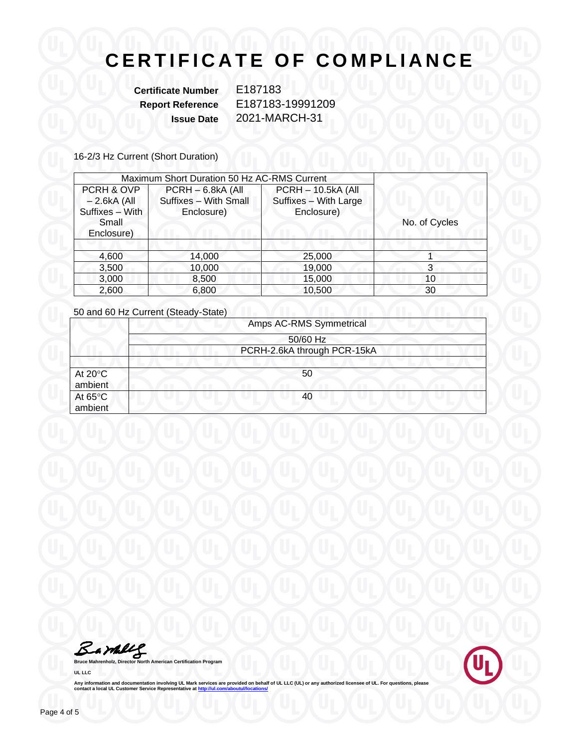# CERTIFICATE OF COMPLIANCE

**Certificate Number** E187183
**Report Reference** E187183-19991209
**Issue Date** 2021-MARCH-31

16-2/3 Hz Current (Short Duration)

| Maximum Short Duration 50 Hz AC-RMS Current | | | |
|---|---|---|---|
| PCRH & OVP – 2.6kA (All Suffixes – With Small Enclosure) | PCRH – 6.8kA (All Suffixes – With Small Enclosure) | PCRH – 10.5kA (All Suffixes – With Large Enclosure) | No. of Cycles |
| | | | |
| 4,600 | 14,000 | 25,000 | 1 |
| 3,500 | 10,000 | 19,000 | 3 |
| 3,000 | 8,500 | 15,000 | 10 |
| 2,600 | 6,800 | 10,500 | 30 |

50 and 60 Hz Current (Steady-State)

| | Amps AC-RMS Symmetrical |
|---|---|
| | 50/60 Hz |
| | PCRH-2.6kA through PCR-15kA |
| | |
| At 20°C ambient | 50 |
| At 65°C ambient | 40 |

Bruce Mahrenholz, Director North American Certification Program

UL LLC

Any information and documentation involving UL Mark services are provided on behalf of UL LLC (UL) or any authorized licensee of UL. For questions, please contact a local UL Customer Service Representative at http://ul.com/aboutul/locations/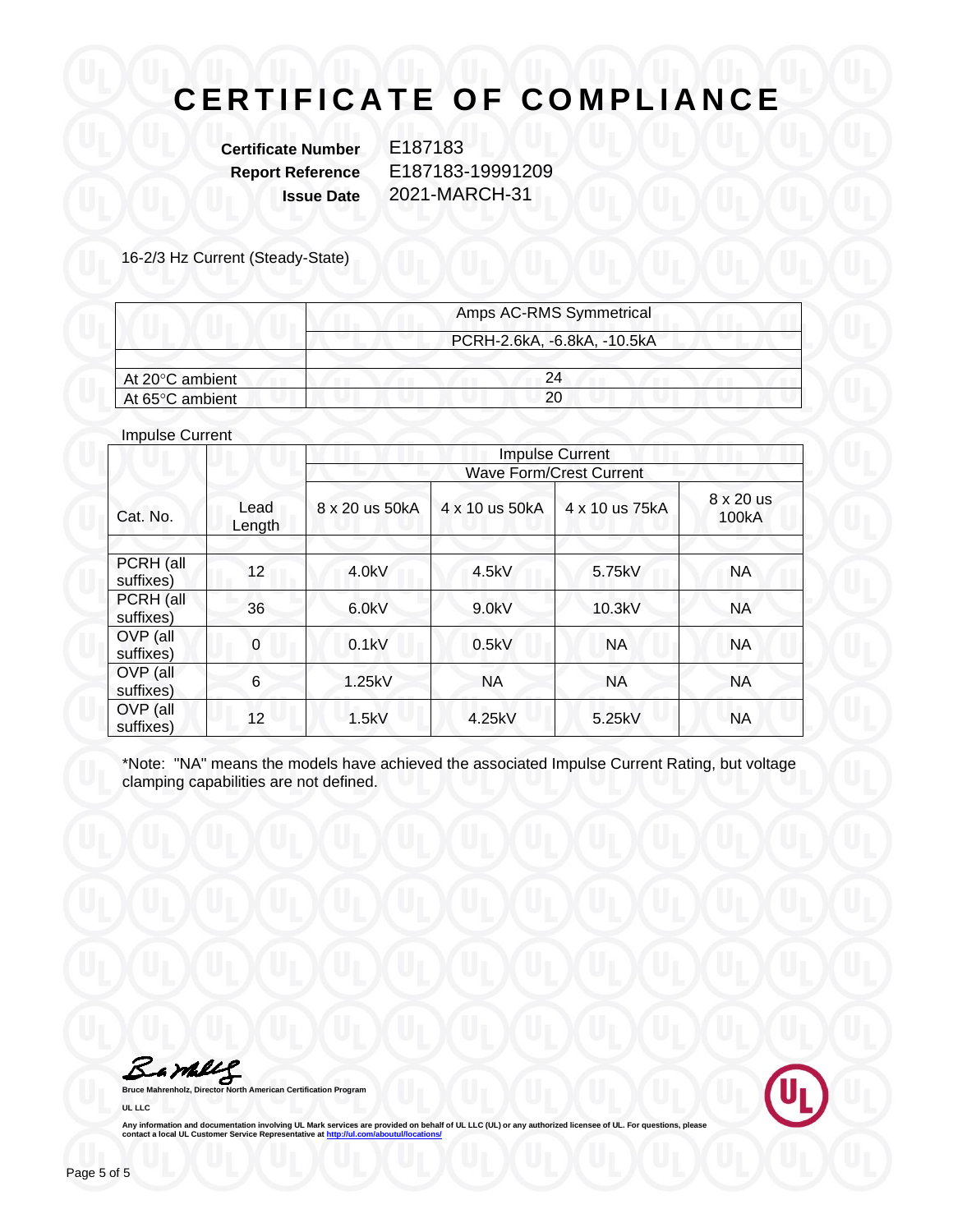# CERTIFICATE OF COMPLIANCE

**Certificate Number** E187183
**Report Reference** E187183-19991209
**Issue Date** 2021-MARCH-31

16-2/3 Hz Current (Steady-State)

| | Amps AC-RMS Symmetrical |
|---|---|
| | PCRH-2.6kA, -6.8kA, -10.5kA |
| | |
| At 20°C ambient | 24 |
| At 65°C ambient | 20 |

Impulse Current

| | | Impulse Current | | | |
|---|---|---|---|---|---|
| | | Wave Form/Crest Current | | | |
| Cat. No. | Lead Length | 8 x 20 us 50kA | 4 x 10 us 50kA | 4 x 10 us 75kA | 8 x 20 us 100kA |
| | | | | | |
| PCRH (all suffixes) | 12 | 4.0kV | 4.5kV | 5.75kV | NA |
| PCRH (all suffixes) | 36 | 6.0kV | 9.0kV | 10.3kV | NA |
| OVP (all suffixes) | 0 | 0.1kV | 0.5kV | NA | NA |
| OVP (all suffixes) | 6 | 1.25kV | NA | NA | NA |
| OVP (all suffixes) | 12 | 1.5kV | 4.25kV | 5.25kV | NA |

*Note: "NA" means the models have achieved the associated Impulse Current Rating, but voltage clamping capabilities are not defined.

**Bruce Mahrenholz, Director North American Certification Program**

**UL LLC**

Any information and documentation involving UL Mark services are provided on behalf of UL LLC (UL) or any authorized licensee of UL. For questions, please contact a local UL Customer Service Representative at http://ul.com/aboutul/locations/